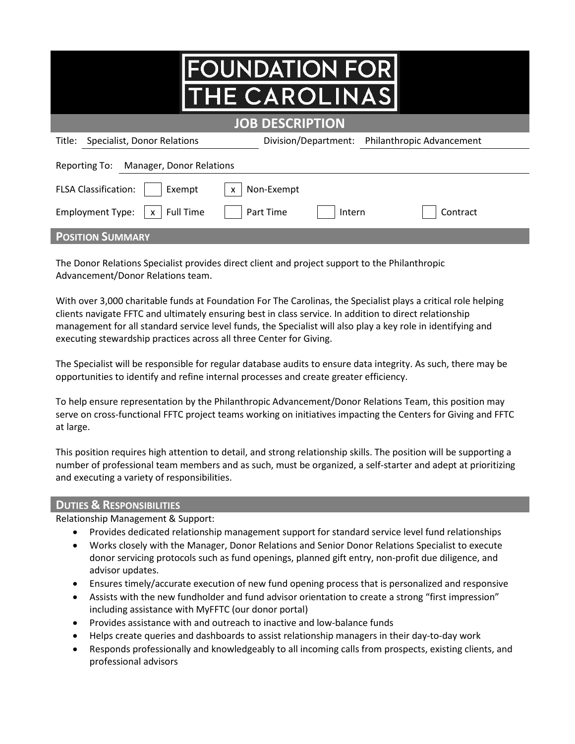# FOUNDATION FOR THE CAROLINAS

## JOB DESCRIPTION

**Title:** Specialist, Donor Relations

**Division/Department:** Philanthropic Advancement

**Reporting To:** Manager, Donor Relations

**FLSA Classification:** [ ] Exempt [x] Non-Exempt

**Employment Type:** [x] Full Time [ ] Part Time [ ] Intern [ ] Contract

## POSITION SUMMARY

The Donor Relations Specialist provides direct client and project support to the Philanthropic Advancement/Donor Relations team.

With over 3,000 charitable funds at Foundation For The Carolinas, the Specialist plays a critical role helping clients navigate FFTC and ultimately ensuring best in class service. In addition to direct relationship management for all standard service level funds, the Specialist will also play a key role in identifying and executing stewardship practices across all three Center for Giving.

The Specialist will be responsible for regular database audits to ensure data integrity. As such, there may be opportunities to identify and refine internal processes and create greater efficiency.

To help ensure representation by the Philanthropic Advancement/Donor Relations Team, this position may serve on cross-functional FFTC project teams working on initiatives impacting the Centers for Giving and FFTC at large.

This position requires high attention to detail, and strong relationship skills. The position will be supporting a number of professional team members and as such, must be organized, a self-starter and adept at prioritizing and executing a variety of responsibilities.

## DUTIES & RESPONSIBILITIES

Relationship Management & Support:

- Provides dedicated relationship management support for standard service level fund relationships
- Works closely with the Manager, Donor Relations and Senior Donor Relations Specialist to execute donor servicing protocols such as fund openings, planned gift entry, non-profit due diligence, and advisor updates.
- Ensures timely/accurate execution of new fund opening process that is personalized and responsive
- Assists with the new fundholder and fund advisor orientation to create a strong "first impression" including assistance with MyFFTC (our donor portal)
- Provides assistance with and outreach to inactive and low-balance funds
- Helps create queries and dashboards to assist relationship managers in their day-to-day work
- Responds professionally and knowledgeably to all incoming calls from prospects, existing clients, and professional advisors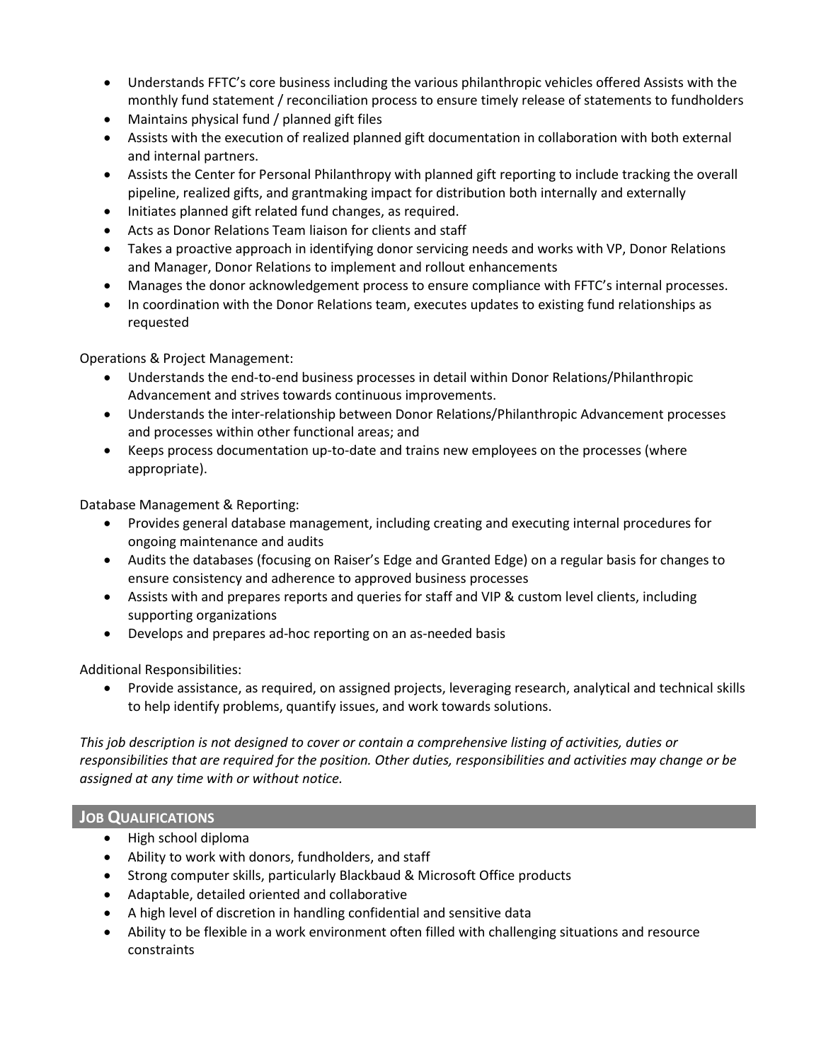- Understands FFTC's core business including the various philanthropic vehicles offered Assists with the monthly fund statement / reconciliation process to ensure timely release of statements to fundholders
- Maintains physical fund / planned gift files
- Assists with the execution of realized planned gift documentation in collaboration with both external and internal partners.
- Assists the Center for Personal Philanthropy with planned gift reporting to include tracking the overall pipeline, realized gifts, and grantmaking impact for distribution both internally and externally
- Initiates planned gift related fund changes, as required.
- Acts as Donor Relations Team liaison for clients and staff
- Takes a proactive approach in identifying donor servicing needs and works with VP, Donor Relations and Manager, Donor Relations to implement and rollout enhancements
- Manages the donor acknowledgement process to ensure compliance with FFTC's internal processes.
- In coordination with the Donor Relations team, executes updates to existing fund relationships as requested

Operations & Project Management:

- Understands the end-to-end business processes in detail within Donor Relations/Philanthropic Advancement and strives towards continuous improvements.
- Understands the inter-relationship between Donor Relations/Philanthropic Advancement processes and processes within other functional areas; and
- Keeps process documentation up-to-date and trains new employees on the processes (where appropriate).

Database Management & Reporting:

- Provides general database management, including creating and executing internal procedures for ongoing maintenance and audits
- Audits the databases (focusing on Raiser's Edge and Granted Edge) on a regular basis for changes to ensure consistency and adherence to approved business processes
- Assists with and prepares reports and queries for staff and VIP & custom level clients, including supporting organizations
- Develops and prepares ad-hoc reporting on an as-needed basis

Additional Responsibilities:

- Provide assistance, as required, on assigned projects, leveraging research, analytical and technical skills to help identify problems, quantify issues, and work towards solutions.

*This job description is not designed to cover or contain a comprehensive listing of activities, duties or responsibilities that are required for the position. Other duties, responsibilities and activities may change or be assigned at any time with or without notice.*

## JOB QUALIFICATIONS

- High school diploma
- Ability to work with donors, fundholders, and staff
- Strong computer skills, particularly Blackbaud & Microsoft Office products
- Adaptable, detailed oriented and collaborative
- A high level of discretion in handling confidential and sensitive data
- Ability to be flexible in a work environment often filled with challenging situations and resource constraints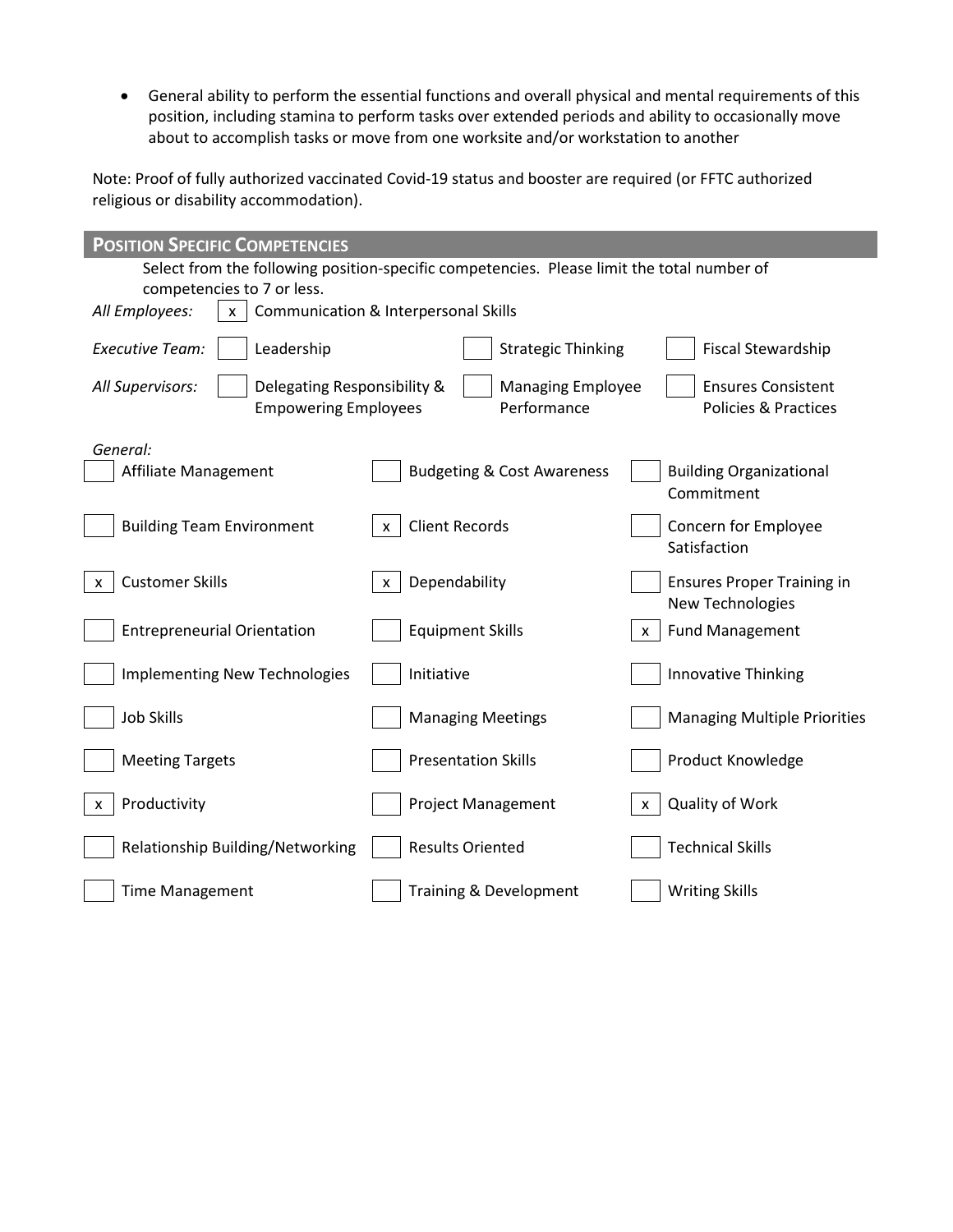- General ability to perform the essential functions and overall physical and mental requirements of this position, including stamina to perform tasks over extended periods and ability to occasionally move about to accomplish tasks or move from one worksite and/or workstation to another

Note: Proof of fully authorized vaccinated Covid-19 status and booster are required (or FFTC authorized religious or disability accommodation).

## Position Specific Competencies

Select from the following position-specific competencies. Please limit the total number of competencies to 7 or less.

*All Employees:* [x] Communication & Interpersonal Skills

*Executive Team:* [ ] Leadership [ ] Strategic Thinking [ ] Fiscal Stewardship

*All Supervisors:* [ ] Delegating Responsibility & Empowering Employees [ ] Managing Employee Performance [ ] Ensures Consistent Policies & Practices

*General:*

| | | |
|---|---|---|
| [ ] Affiliate Management | [ ] Budgeting & Cost Awareness | [ ] Building Organizational Commitment |
| [ ] Building Team Environment | [x] Client Records | [ ] Concern for Employee Satisfaction |
| [x] Customer Skills | [x] Dependability | [ ] Ensures Proper Training in New Technologies |
| [ ] Entrepreneurial Orientation | [ ] Equipment Skills | [x] Fund Management |
| [ ] Implementing New Technologies | [ ] Initiative | [ ] Innovative Thinking |
| [ ] Job Skills | [ ] Managing Meetings | [ ] Managing Multiple Priorities |
| [ ] Meeting Targets | [ ] Presentation Skills | [ ] Product Knowledge |
| [x] Productivity | [ ] Project Management | [x] Quality of Work |
| [ ] Relationship Building/Networking | [ ] Results Oriented | [ ] Technical Skills |
| [ ] Time Management | [ ] Training & Development | [ ] Writing Skills |